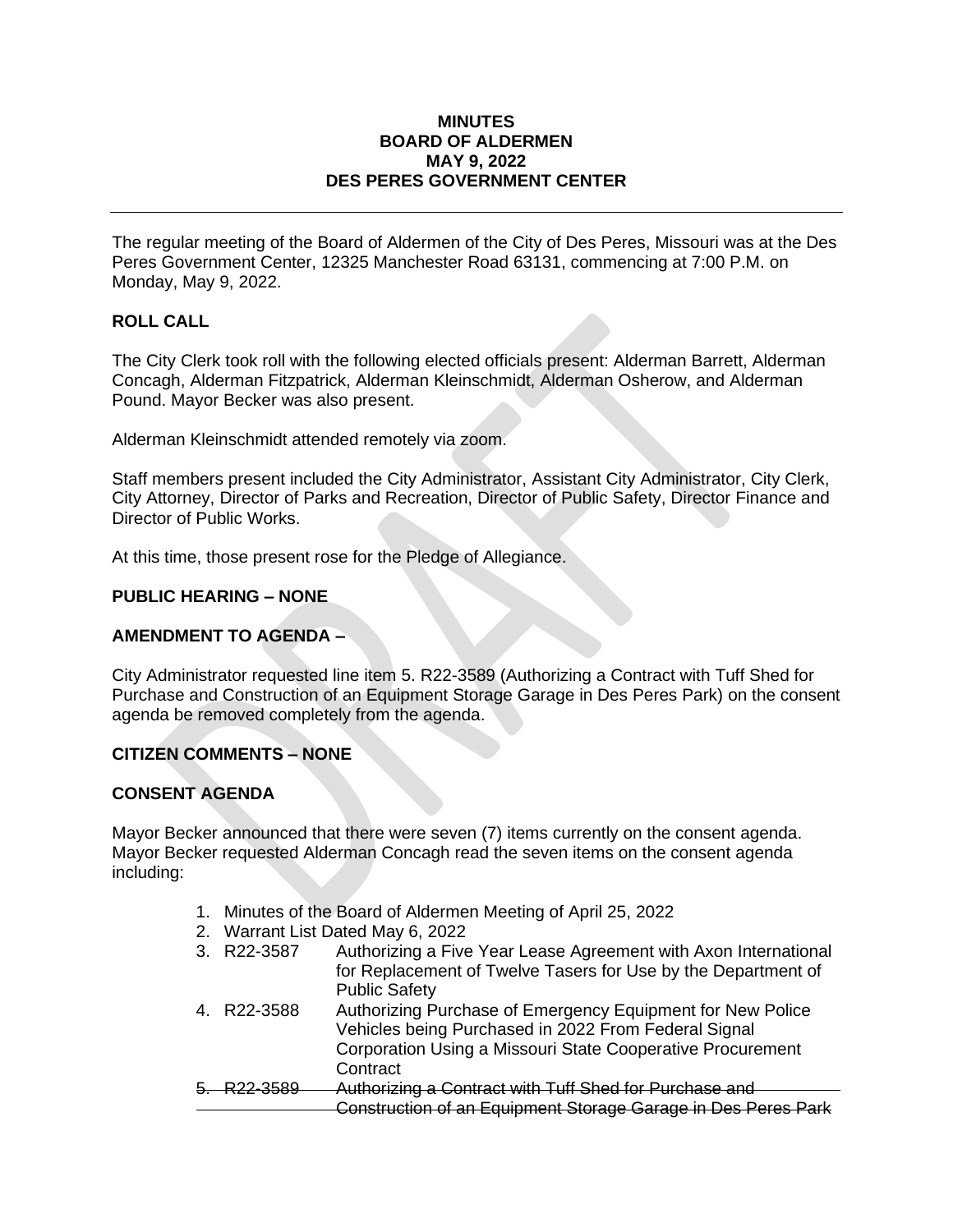**MINUTES**
**BOARD OF ALDERMEN**
**MAY 9, 2022**
**DES PERES GOVERNMENT CENTER**

---

The regular meeting of the Board of Aldermen of the City of Des Peres, Missouri was at the Des Peres Government Center, 12325 Manchester Road 63131, commencing at 7:00 P.M. on Monday, May 9, 2022.

## ROLL CALL

The City Clerk took roll with the following elected officials present: Alderman Barrett, Alderman Concagh, Alderman Fitzpatrick, Alderman Kleinschmidt, Alderman Osherow, and Alderman Pound. Mayor Becker was also present.

Alderman Kleinschmidt attended remotely via zoom.

Staff members present included the City Administrator, Assistant City Administrator, City Clerk, City Attorney, Director of Parks and Recreation, Director of Public Safety, Director Finance and Director of Public Works.

At this time, those present rose for the Pledge of Allegiance.

## PUBLIC HEARING – NONE

## AMENDMENT TO AGENDA –

City Administrator requested line item 5. R22-3589 (Authorizing a Contract with Tuff Shed for Purchase and Construction of an Equipment Storage Garage in Des Peres Park) on the consent agenda be removed completely from the agenda.

## CITIZEN COMMENTS – NONE

## CONSENT AGENDA

Mayor Becker announced that there were seven (7) items currently on the consent agenda. Mayor Becker requested Alderman Concagh read the seven items on the consent agenda including:

1. Minutes of the Board of Aldermen Meeting of April 25, 2022
2. Warrant List Dated May 6, 2022
3. R22-3587 Authorizing a Five Year Lease Agreement with Axon International for Replacement of Twelve Tasers for Use by the Department of Public Safety
4. R22-3588 Authorizing Purchase of Emergency Equipment for New Police Vehicles being Purchased in 2022 From Federal Signal Corporation Using a Missouri State Cooperative Procurement Contract
5. ~~R22-3589 Authorizing a Contract with Tuff Shed for Purchase and Construction of an Equipment Storage Garage in Des Peres Park~~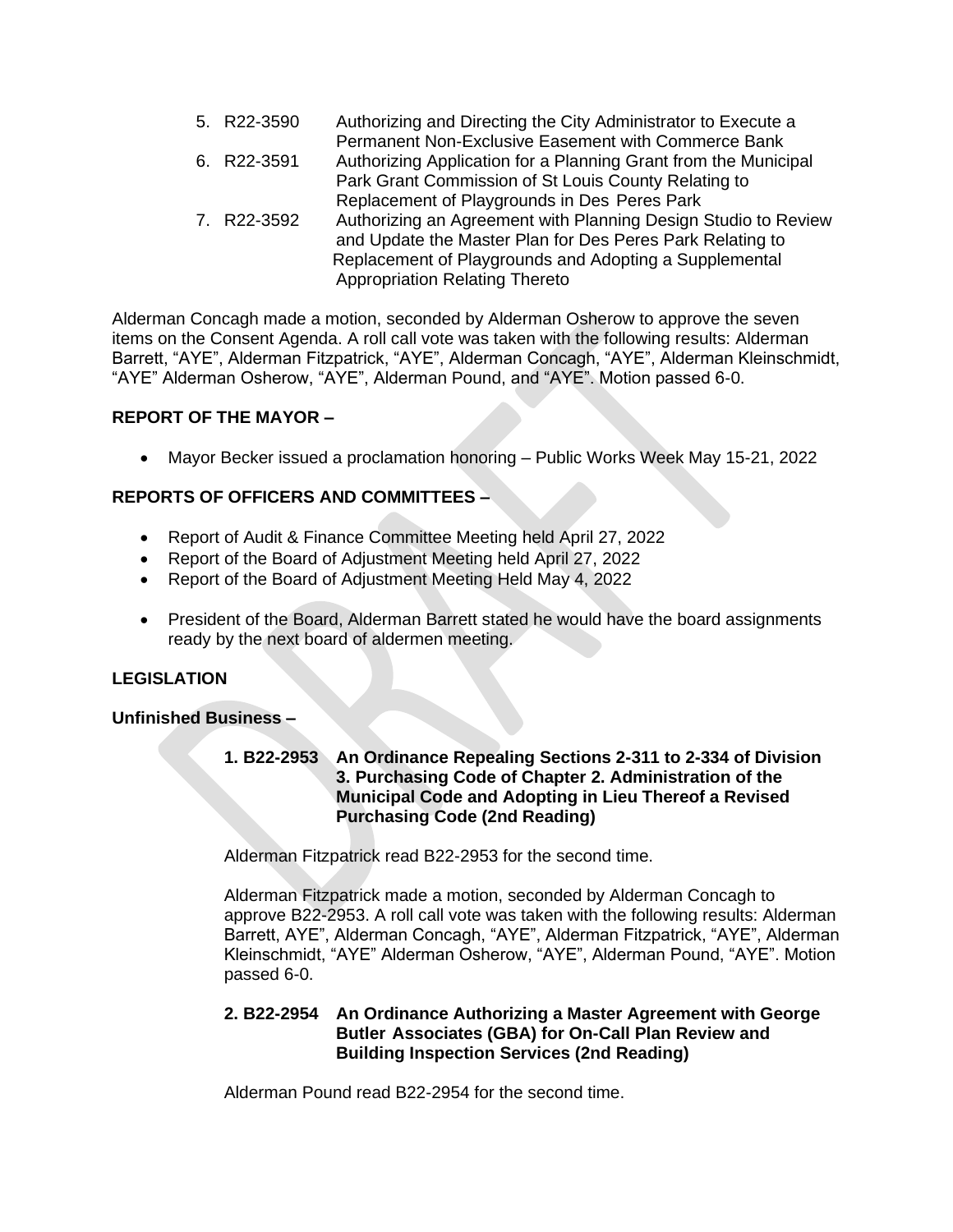5. R22-3590 Authorizing and Directing the City Administrator to Execute a Permanent Non-Exclusive Easement with Commerce Bank
6. R22-3591 Authorizing Application for a Planning Grant from the Municipal Park Grant Commission of St Louis County Relating to Replacement of Playgrounds in Des Peres Park
7. R22-3592 Authorizing an Agreement with Planning Design Studio to Review and Update the Master Plan for Des Peres Park Relating to Replacement of Playgrounds and Adopting a Supplemental Appropriation Relating Thereto

Alderman Concagh made a motion, seconded by Alderman Osherow to approve the seven items on the Consent Agenda. A roll call vote was taken with the following results: Alderman Barrett, "AYE", Alderman Fitzpatrick, "AYE", Alderman Concagh, "AYE", Alderman Kleinschmidt, "AYE" Alderman Osherow, "AYE", Alderman Pound, and "AYE". Motion passed 6-0.

**REPORT OF THE MAYOR –**

- Mayor Becker issued a proclamation honoring – Public Works Week May 15-21, 2022

**REPORTS OF OFFICERS AND COMMITTEES –**

- Report of Audit & Finance Committee Meeting held April 27, 2022
- Report of the Board of Adjustment Meeting held April 27, 2022
- Report of the Board of Adjustment Meeting Held May 4, 2022

- President of the Board, Alderman Barrett stated he would have the board assignments ready by the next board of aldermen meeting.

**LEGISLATION**

**Unfinished Business –**

**1. B22-2953 An Ordinance Repealing Sections 2-311 to 2-334 of Division 3. Purchasing Code of Chapter 2. Administration of the Municipal Code and Adopting in Lieu Thereof a Revised Purchasing Code (2nd Reading)**

Alderman Fitzpatrick read B22-2953 for the second time.

Alderman Fitzpatrick made a motion, seconded by Alderman Concagh to approve B22-2953. A roll call vote was taken with the following results: Alderman Barrett, AYE", Alderman Concagh, "AYE", Alderman Fitzpatrick, "AYE", Alderman Kleinschmidt, "AYE" Alderman Osherow, "AYE", Alderman Pound, "AYE". Motion passed 6-0.

**2. B22-2954 An Ordinance Authorizing a Master Agreement with George Butler Associates (GBA) for On-Call Plan Review and Building Inspection Services (2nd Reading)**

Alderman Pound read B22-2954 for the second time.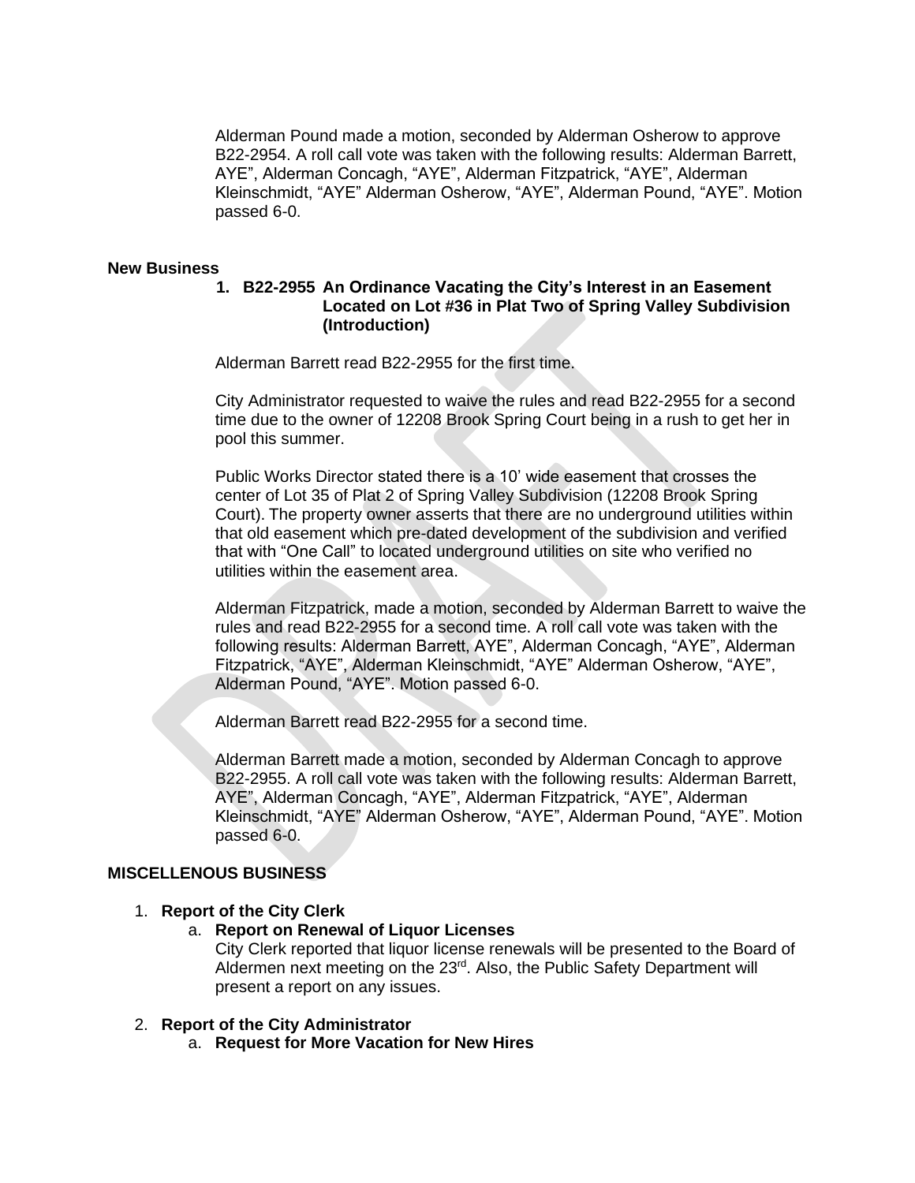Alderman Pound made a motion, seconded by Alderman Osherow to approve B22-2954. A roll call vote was taken with the following results: Alderman Barrett, AYE", Alderman Concagh, "AYE", Alderman Fitzpatrick, "AYE", Alderman Kleinschmidt, "AYE" Alderman Osherow, "AYE", Alderman Pound, "AYE". Motion passed 6-0.

**New Business**

1. **B22-2955 An Ordinance Vacating the City's Interest in an Easement Located on Lot #36 in Plat Two of Spring Valley Subdivision (Introduction)**

Alderman Barrett read B22-2955 for the first time.

City Administrator requested to waive the rules and read B22-2955 for a second time due to the owner of 12208 Brook Spring Court being in a rush to get her in pool this summer.

Public Works Director stated there is a 10' wide easement that crosses the center of Lot 35 of Plat 2 of Spring Valley Subdivision (12208 Brook Spring Court). The property owner asserts that there are no underground utilities within that old easement which pre-dated development of the subdivision and verified that with "One Call" to located underground utilities on site who verified no utilities within the easement area.

Alderman Fitzpatrick, made a motion, seconded by Alderman Barrett to waive the rules and read B22-2955 for a second time. A roll call vote was taken with the following results: Alderman Barrett, AYE", Alderman Concagh, "AYE", Alderman Fitzpatrick, "AYE", Alderman Kleinschmidt, "AYE" Alderman Osherow, "AYE", Alderman Pound, "AYE". Motion passed 6-0.

Alderman Barrett read B22-2955 for a second time.

Alderman Barrett made a motion, seconded by Alderman Concagh to approve B22-2955. A roll call vote was taken with the following results: Alderman Barrett, AYE", Alderman Concagh, "AYE", Alderman Fitzpatrick, "AYE", Alderman Kleinschmidt, "AYE" Alderman Osherow, "AYE", Alderman Pound, "AYE". Motion passed 6-0.

**MISCELLENOUS BUSINESS**

1. **Report of the City Clerk**
   a. **Report on Renewal of Liquor Licenses**
      City Clerk reported that liquor license renewals will be presented to the Board of Aldermen next meeting on the 23rd. Also, the Public Safety Department will present a report on any issues.

2. **Report of the City Administrator**
   a. **Request for More Vacation for New Hires**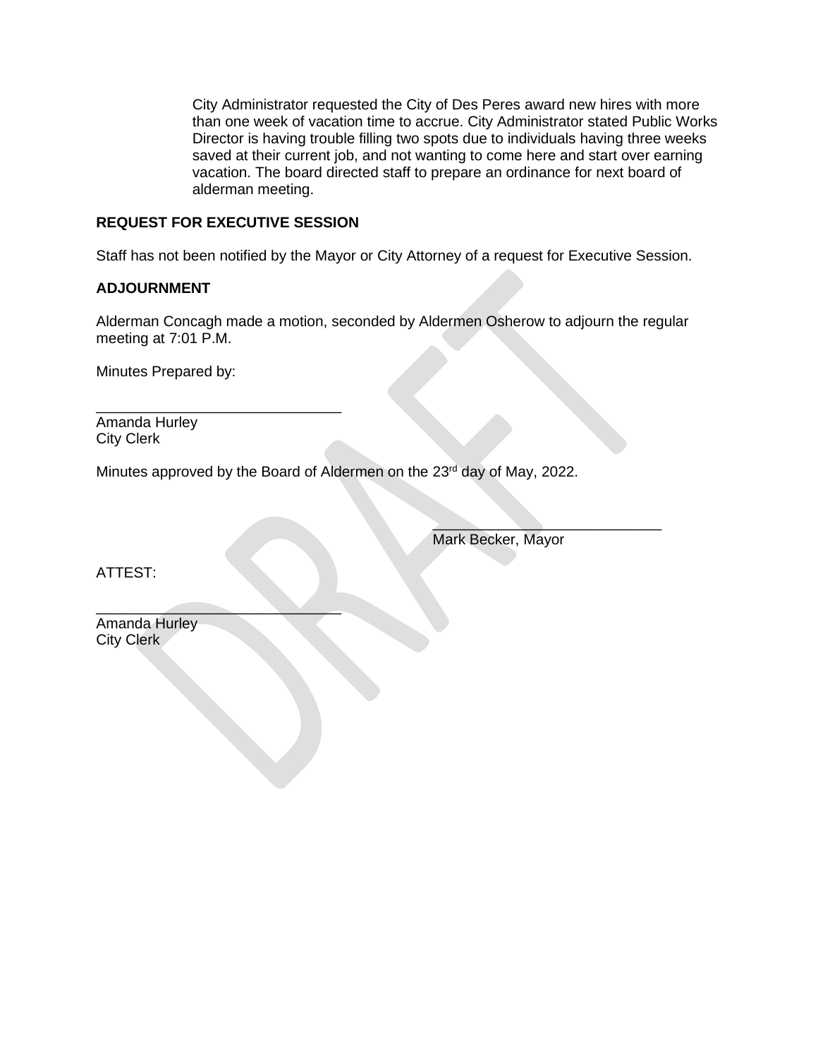City Administrator requested the City of Des Peres award new hires with more than one week of vacation time to accrue. City Administrator stated Public Works Director is having trouble filling two spots due to individuals having three weeks saved at their current job, and not wanting to come here and start over earning vacation. The board directed staff to prepare an ordinance for next board of alderman meeting.

**REQUEST FOR EXECUTIVE SESSION**

Staff has not been notified by the Mayor or City Attorney of a request for Executive Session.

**ADJOURNMENT**

Alderman Concagh made a motion, seconded by Aldermen Osherow to adjourn the regular meeting at 7:01 P.M.

Minutes Prepared by:

______________________________
Amanda Hurley
City Clerk

Minutes approved by the Board of Aldermen on the 23rd day of May, 2022.

______________________________
Mark Becker, Mayor

ATTEST:

______________________________
Amanda Hurley
City Clerk